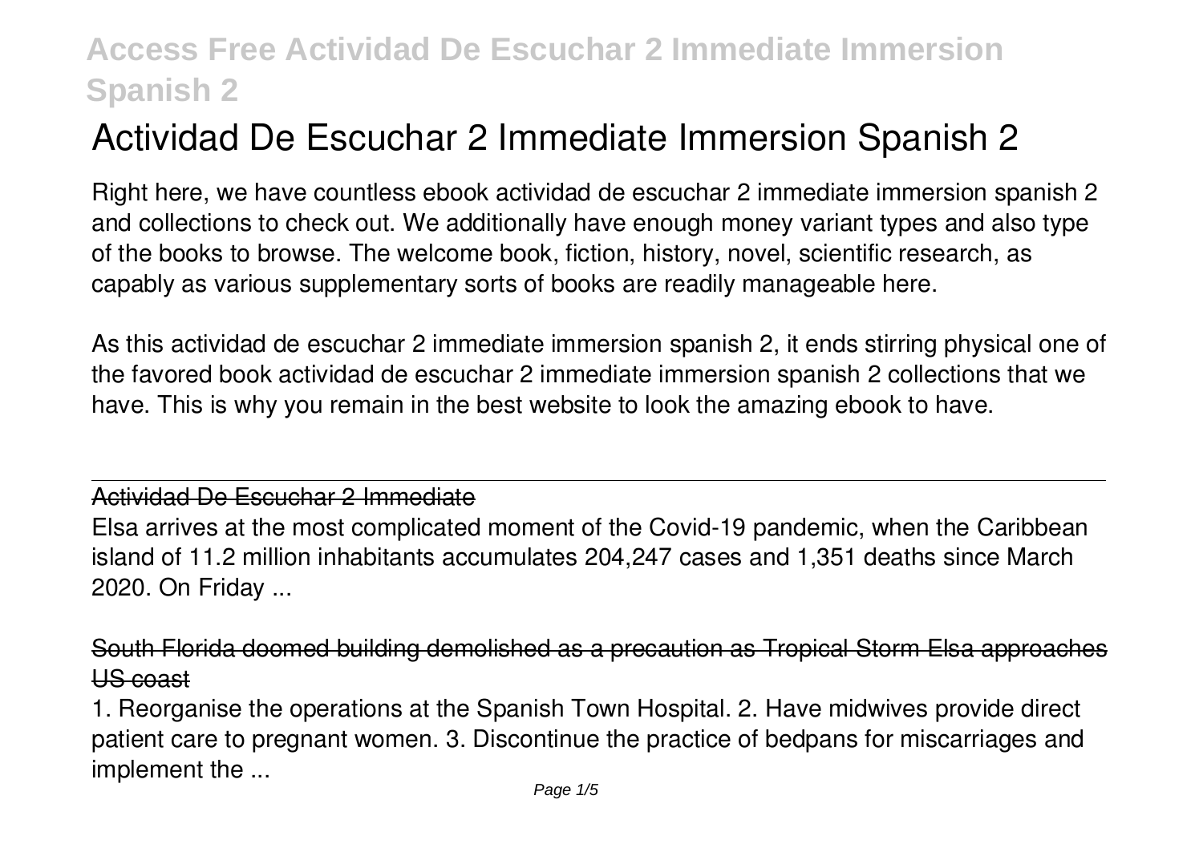# Actividad De Escuchar 2 Immediate Immersion Spanish 2

Right here, we have countless ebook actividad de escuchar 2 immediate immersion spanish 2 and collections to check out. We additionally have enough money variant types and also type of the books to browse. The welcome book, fiction, history, novel, scientific research, as capably as various supplementary sorts of books are readily manageable here.

As this actividad de escuchar 2 immediate immersion spanish 2, it ends stirring physical one of the favored book actividad de escuchar 2 immediate immersion spanish 2 collections that we have. This is why you remain in the best website to look the amazing ebook to have.

---

### Actividad De Escuchar 2 Immediate

Elsa arrives at the most complicated moment of the Covid-19 pandemic, when the Caribbean island of 11.2 million inhabitants accumulates 204,247 cases and 1,351 deaths since March 2020. On Friday ...

### South Florida doomed building demolished as a precaution as Tropical Storm Elsa approaches US coast

1. Reorganise the operations at the Spanish Town Hospital. 2. Have midwives provide direct patient care to pregnant women. 3. Discontinue the practice of bedpans for miscarriages and implement the ...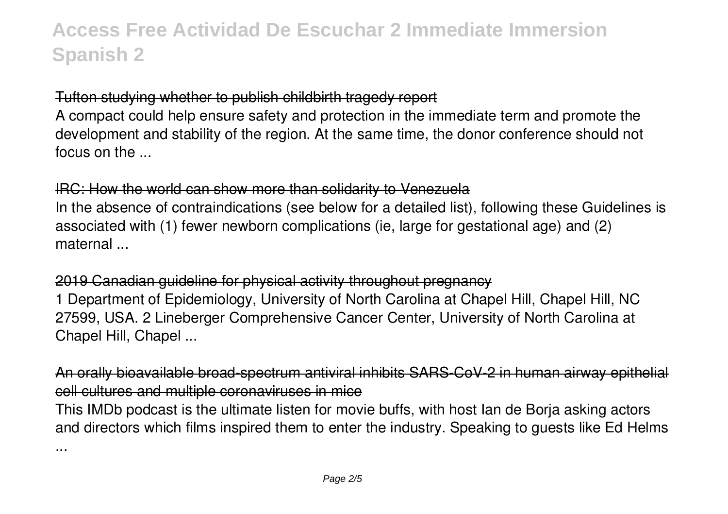## Tufton studying whether to publish childbirth tragedy report

A compact could help ensure safety and protection in the immediate term and promote the development and stability of the region. At the same time, the donor conference should not focus on the ...

## IRC: How the world can show more than solidarity to Venezuela

In the absence of contraindications (see below for a detailed list), following these Guidelines is associated with (1) fewer newborn complications (ie, large for gestational age) and (2) maternal ...

## 2019 Canadian guideline for physical activity throughout pregnancy

1 Department of Epidemiology, University of North Carolina at Chapel Hill, Chapel Hill, NC 27599, USA. 2 Lineberger Comprehensive Cancer Center, University of North Carolina at Chapel Hill, Chapel ...

## An orally bioavailable broad-spectrum antiviral inhibits SARS-CoV-2 in human airway epithelial cell cultures and multiple coronaviruses in mice

This IMDb podcast is the ultimate listen for movie buffs, with host Ian de Borja asking actors and directors which films inspired them to enter the industry. Speaking to guests like Ed Helms ...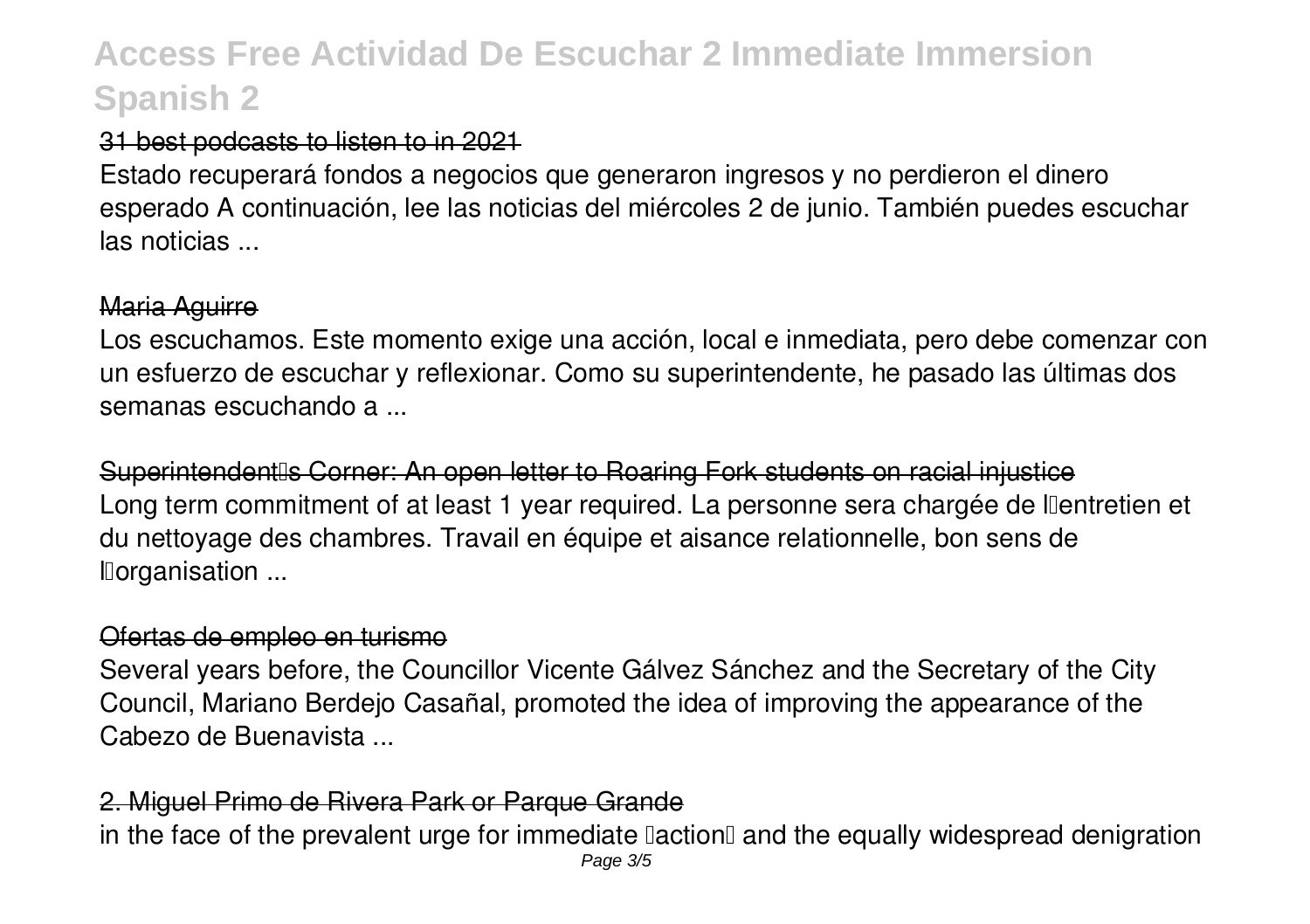## 31 best podcasts to listen to in 2021

Estado recuperará fondos a negocios que generaron ingresos y no perdieron el dinero esperado A continuación, lee las noticias del miércoles 2 de junio. También puedes escuchar las noticias ...

## Maria Aguirre

Los escuchamos. Este momento exige una acción, local e inmediata, pero debe comenzar con un esfuerzo de escuchar y reflexionar. Como su superintendente, he pasado las últimas dos semanas escuchando a ...

## Superintendent's Corner: An open letter to Roaring Fork students on racial injustice

Long term commitment of at least 1 year required. La personne sera chargée de l'entretien et du nettoyage des chambres. Travail en équipe et aisance relationnelle, bon sens de l'organisation ...

## Ofertas de empleo en turismo

Several years before, the Councillor Vicente Gálvez Sánchez and the Secretary of the City Council, Mariano Berdejo Casañal, promoted the idea of improving the appearance of the Cabezo de Buenavista ...

## 2. Miguel Primo de Rivera Park or Parque Grande

in the face of the prevalent urge for immediate "action" and the equally widespread denigration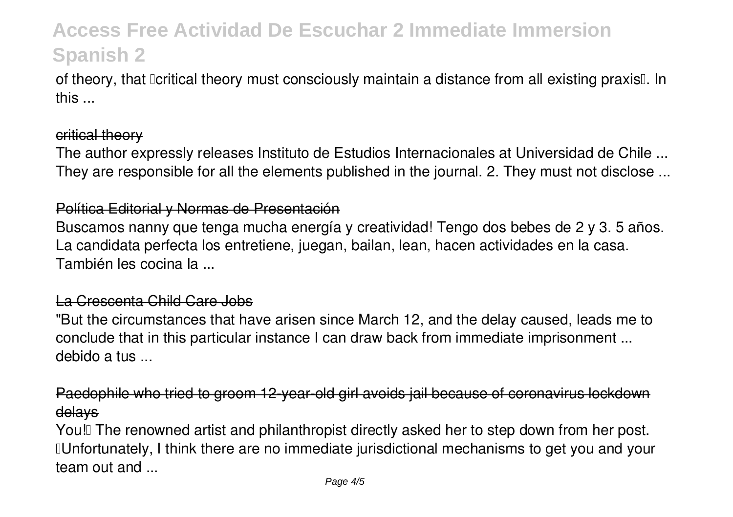of theory, that "critical theory must consciously maintain a distance from all existing praxis". In this ...

## critical theory

The author expressly releases Instituto de Estudios Internacionales at Universidad de Chile ... They are responsible for all the elements published in the journal. 2. They must not disclose ...

## Política Editorial y Normas de Presentación

Buscamos nanny que tenga mucha energía y creatividad! Tengo dos bebes de 2 y 3. 5 años. La candidata perfecta los entretiene, juegan, bailan, lean, hacen actividades en la casa. También les cocina la ...

## La Crescenta Child Care Jobs

"But the circumstances that have arisen since March 12, and the delay caused, leads me to conclude that in this particular instance I can draw back from immediate imprisonment ... debido a tus ...

## Paedophile who tried to groom 12-year-old girl avoids jail because of coronavirus lockdown delays

You!" The renowned artist and philanthropist directly asked her to step down from her post. "Unfortunately, I think there are no immediate jurisdictional mechanisms to get you and your team out and ...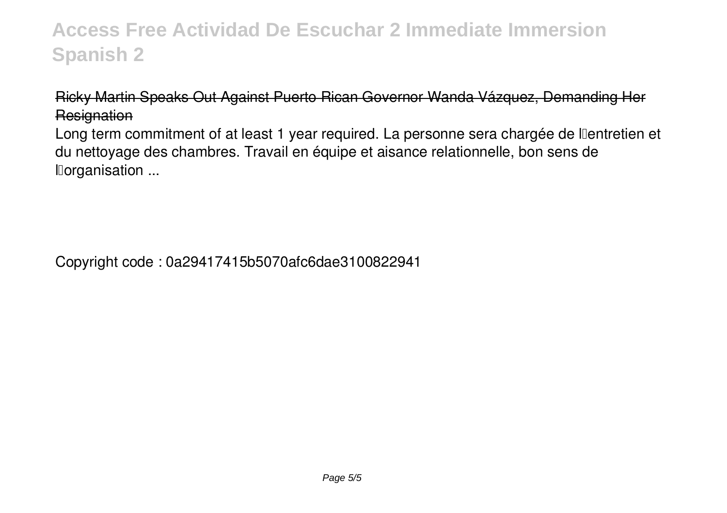Ricky Martin Speaks Out Against Puerto Rican Governor Wanda Vázquez, Demanding Her Resignation

Long term commitment of at least 1 year required. La personne sera chargée de l'entretien et du nettoyage des chambres. Travail en équipe et aisance relationnelle, bon sens de l'organisation ...

Copyright code : 0a29417415b5070afc6dae3100822941